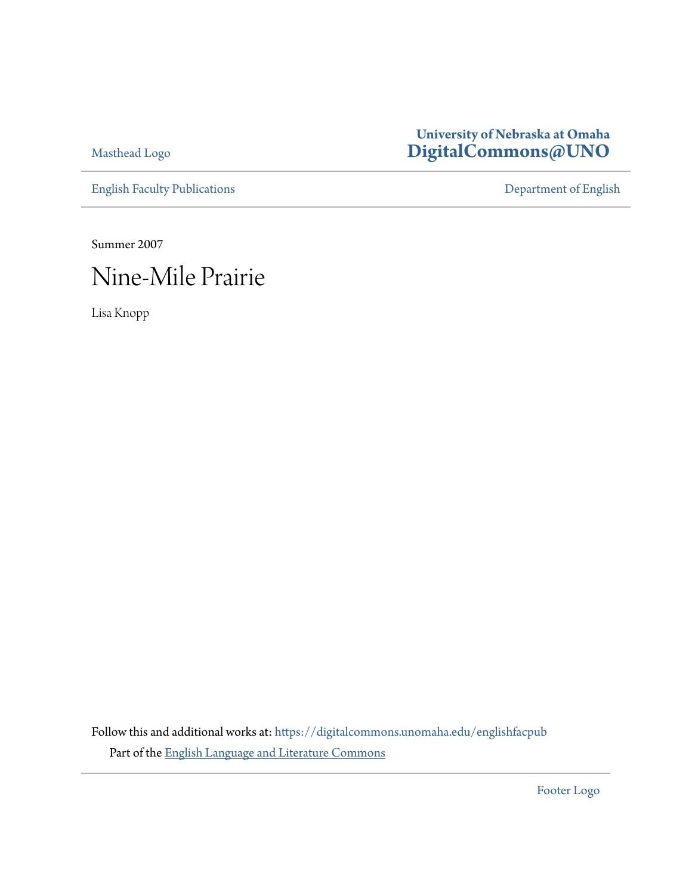Masthead Logo

**University of Nebraska at Omaha**
**DigitalCommons@UNO**

English Faculty Publications

Department of English

Summer 2007

# Nine-Mile Prairie

Lisa Knopp

Follow this and additional works at: https://digitalcommons.unomaha.edu/englishfacpub

Part of the English Language and Literature Commons

Footer Logo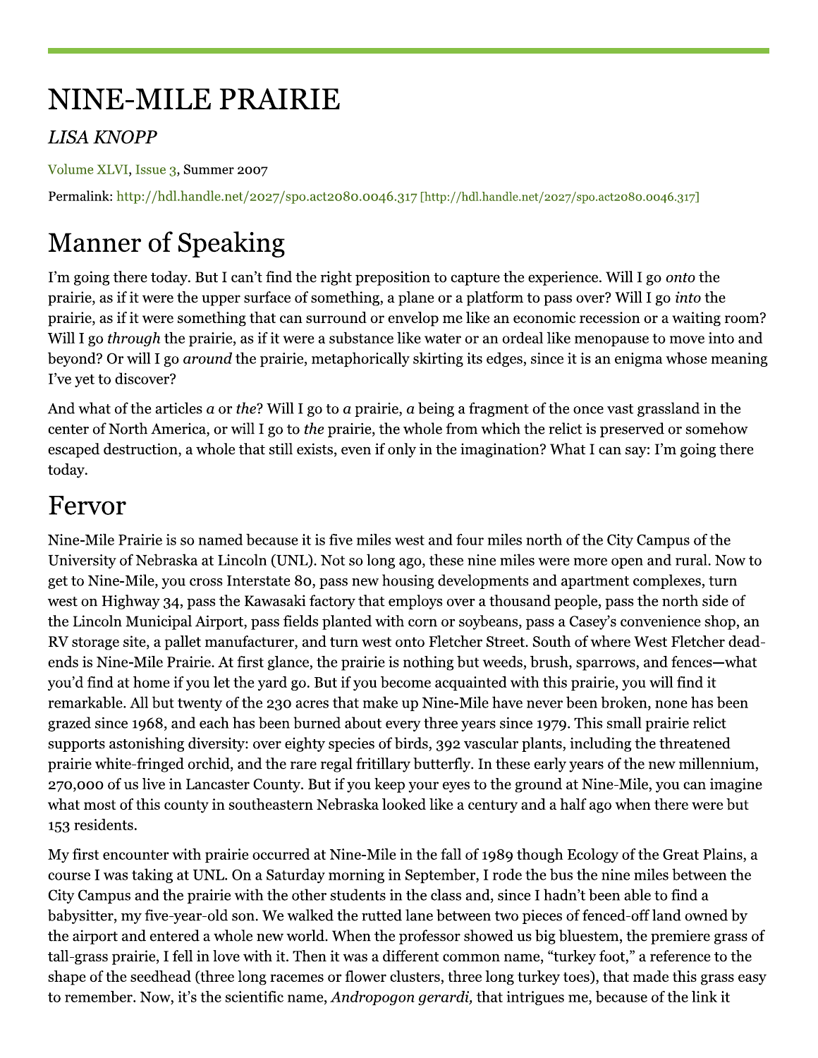# NINE-MILE PRAIRIE

*LISA KNOPP*

Volume XLVI, Issue 3, Summer 2007

Permalink: http://hdl.handle.net/2027/spo.act2080.0046.317 [http://hdl.handle.net/2027/spo.act2080.0046.317]

# Manner of Speaking

I'm going there today. But I can't find the right preposition to capture the experience. Will I go *onto* the prairie, as if it were the upper surface of something, a plane or a platform to pass over? Will I go *into* the prairie, as if it were something that can surround or envelop me like an economic recession or a waiting room? Will I go *through* the prairie, as if it were a substance like water or an ordeal like menopause to move into and beyond? Or will I go *around* the prairie, metaphorically skirting its edges, since it is an enigma whose meaning I've yet to discover?

And what of the articles *a* or *the*? Will I go to *a* prairie, *a* being a fragment of the once vast grassland in the center of North America, or will I go to *the* prairie, the whole from which the relict is preserved or somehow escaped destruction, a whole that still exists, even if only in the imagination? What I can say: I'm going there today.

# Fervor

Nine-Mile Prairie is so named because it is five miles west and four miles north of the City Campus of the University of Nebraska at Lincoln (UNL). Not so long ago, these nine miles were more open and rural. Now to get to Nine-Mile, you cross Interstate 80, pass new housing developments and apartment complexes, turn west on Highway 34, pass the Kawasaki factory that employs over a thousand people, pass the north side of the Lincoln Municipal Airport, pass fields planted with corn or soybeans, pass a Casey's convenience shop, an RV storage site, a pallet manufacturer, and turn west onto Fletcher Street. South of where West Fletcher dead-ends is Nine-Mile Prairie. At first glance, the prairie is nothing but weeds, brush, sparrows, and fences—what you'd find at home if you let the yard go. But if you become acquainted with this prairie, you will find it remarkable. All but twenty of the 230 acres that make up Nine-Mile have never been broken, none has been grazed since 1968, and each has been burned about every three years since 1979. This small prairie relict supports astonishing diversity: over eighty species of birds, 392 vascular plants, including the threatened prairie white-fringed orchid, and the rare regal fritillary butterfly. In these early years of the new millennium, 270,000 of us live in Lancaster County. But if you keep your eyes to the ground at Nine-Mile, you can imagine what most of this county in southeastern Nebraska looked like a century and a half ago when there were but 153 residents.

My first encounter with prairie occurred at Nine-Mile in the fall of 1989 though Ecology of the Great Plains, a course I was taking at UNL. On a Saturday morning in September, I rode the bus the nine miles between the City Campus and the prairie with the other students in the class and, since I hadn't been able to find a babysitter, my five-year-old son. We walked the rutted lane between two pieces of fenced-off land owned by the airport and entered a whole new world. When the professor showed us big bluestem, the premiere grass of tall-grass prairie, I fell in love with it. Then it was a different common name, "turkey foot," a reference to the shape of the seedhead (three long racemes or flower clusters, three long turkey toes), that made this grass easy to remember. Now, it's the scientific name, *Andropogon gerardi,* that intrigues me, because of the link it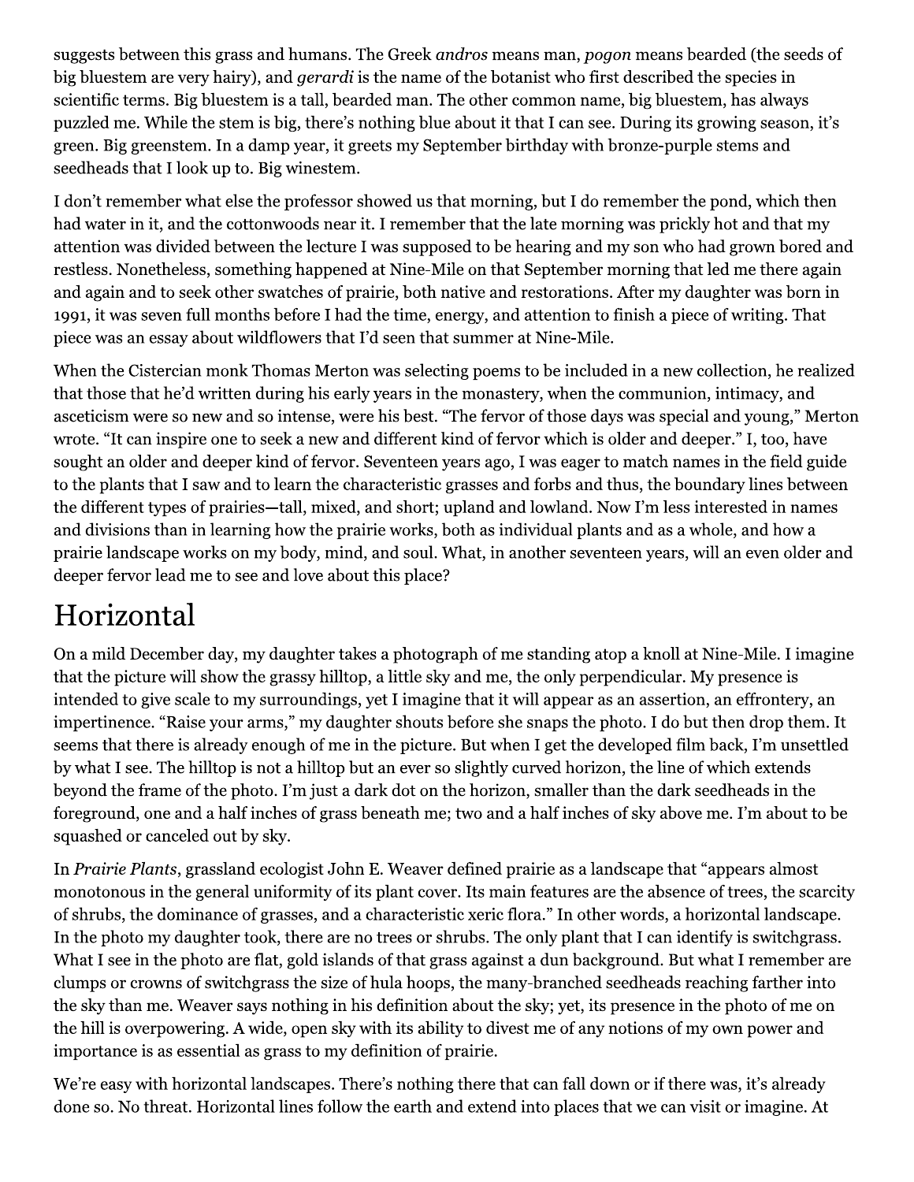suggests between this grass and humans. The Greek *andros* means man, *pogon* means bearded (the seeds of big bluestem are very hairy), and *gerardi* is the name of the botanist who first described the species in scientific terms. Big bluestem is a tall, bearded man. The other common name, big bluestem, has always puzzled me. While the stem is big, there's nothing blue about it that I can see. During its growing season, it's green. Big greenstem. In a damp year, it greets my September birthday with bronze-purple stems and seedheads that I look up to. Big winestem.

I don't remember what else the professor showed us that morning, but I do remember the pond, which then had water in it, and the cottonwoods near it. I remember that the late morning was prickly hot and that my attention was divided between the lecture I was supposed to be hearing and my son who had grown bored and restless. Nonetheless, something happened at Nine-Mile on that September morning that led me there again and again and to seek other swatches of prairie, both native and restorations. After my daughter was born in 1991, it was seven full months before I had the time, energy, and attention to finish a piece of writing. That piece was an essay about wildflowers that I'd seen that summer at Nine-Mile.

When the Cistercian monk Thomas Merton was selecting poems to be included in a new collection, he realized that those that he'd written during his early years in the monastery, when the communion, intimacy, and asceticism were so new and so intense, were his best. "The fervor of those days was special and young," Merton wrote. "It can inspire one to seek a new and different kind of fervor which is older and deeper." I, too, have sought an older and deeper kind of fervor. Seventeen years ago, I was eager to match names in the field guide to the plants that I saw and to learn the characteristic grasses and forbs and thus, the boundary lines between the different types of prairies—tall, mixed, and short; upland and lowland. Now I'm less interested in names and divisions than in learning how the prairie works, both as individual plants and as a whole, and how a prairie landscape works on my body, mind, and soul. What, in another seventeen years, will an even older and deeper fervor lead me to see and love about this place?

# Horizontal

On a mild December day, my daughter takes a photograph of me standing atop a knoll at Nine-Mile. I imagine that the picture will show the grassy hilltop, a little sky and me, the only perpendicular. My presence is intended to give scale to my surroundings, yet I imagine that it will appear as an assertion, an effrontery, an impertinence. "Raise your arms," my daughter shouts before she snaps the photo. I do but then drop them. It seems that there is already enough of me in the picture. But when I get the developed film back, I'm unsettled by what I see. The hilltop is not a hilltop but an ever so slightly curved horizon, the line of which extends beyond the frame of the photo. I'm just a dark dot on the horizon, smaller than the dark seedheads in the foreground, one and a half inches of grass beneath me; two and a half inches of sky above me. I'm about to be squashed or canceled out by sky.

In *Prairie Plants*, grassland ecologist John E. Weaver defined prairie as a landscape that "appears almost monotonous in the general uniformity of its plant cover. Its main features are the absence of trees, the scarcity of shrubs, the dominance of grasses, and a characteristic xeric flora." In other words, a horizontal landscape. In the photo my daughter took, there are no trees or shrubs. The only plant that I can identify is switchgrass. What I see in the photo are flat, gold islands of that grass against a dun background. But what I remember are clumps or crowns of switchgrass the size of hula hoops, the many-branched seedheads reaching farther into the sky than me. Weaver says nothing in his definition about the sky; yet, its presence in the photo of me on the hill is overpowering. A wide, open sky with its ability to divest me of any notions of my own power and importance is as essential as grass to my definition of prairie.

We're easy with horizontal landscapes. There's nothing there that can fall down or if there was, it's already done so. No threat. Horizontal lines follow the earth and extend into places that we can visit or imagine. At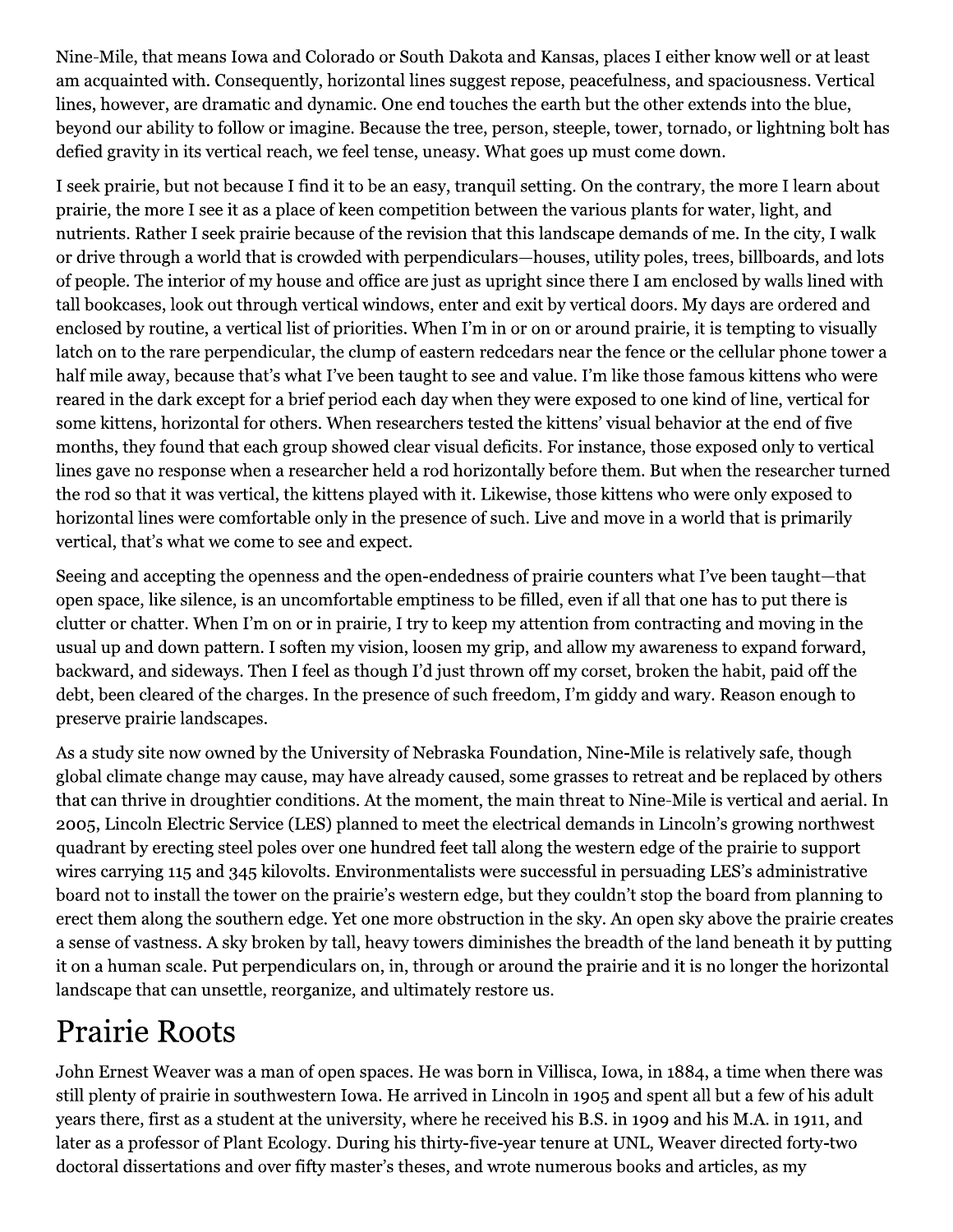Nine-Mile, that means Iowa and Colorado or South Dakota and Kansas, places I either know well or at least am acquainted with. Consequently, horizontal lines suggest repose, peacefulness, and spaciousness. Vertical lines, however, are dramatic and dynamic. One end touches the earth but the other extends into the blue, beyond our ability to follow or imagine. Because the tree, person, steeple, tower, tornado, or lightning bolt has defied gravity in its vertical reach, we feel tense, uneasy. What goes up must come down.

I seek prairie, but not because I find it to be an easy, tranquil setting. On the contrary, the more I learn about prairie, the more I see it as a place of keen competition between the various plants for water, light, and nutrients. Rather I seek prairie because of the revision that this landscape demands of me. In the city, I walk or drive through a world that is crowded with perpendiculars—houses, utility poles, trees, billboards, and lots of people. The interior of my house and office are just as upright since there I am enclosed by walls lined with tall bookcases, look out through vertical windows, enter and exit by vertical doors. My days are ordered and enclosed by routine, a vertical list of priorities. When I'm in or on or around prairie, it is tempting to visually latch on to the rare perpendicular, the clump of eastern redcedars near the fence or the cellular phone tower a half mile away, because that's what I've been taught to see and value. I'm like those famous kittens who were reared in the dark except for a brief period each day when they were exposed to one kind of line, vertical for some kittens, horizontal for others. When researchers tested the kittens' visual behavior at the end of five months, they found that each group showed clear visual deficits. For instance, those exposed only to vertical lines gave no response when a researcher held a rod horizontally before them. But when the researcher turned the rod so that it was vertical, the kittens played with it. Likewise, those kittens who were only exposed to horizontal lines were comfortable only in the presence of such. Live and move in a world that is primarily vertical, that's what we come to see and expect.

Seeing and accepting the openness and the open-endedness of prairie counters what I've been taught—that open space, like silence, is an uncomfortable emptiness to be filled, even if all that one has to put there is clutter or chatter. When I'm on or in prairie, I try to keep my attention from contracting and moving in the usual up and down pattern. I soften my vision, loosen my grip, and allow my awareness to expand forward, backward, and sideways. Then I feel as though I'd just thrown off my corset, broken the habit, paid off the debt, been cleared of the charges. In the presence of such freedom, I'm giddy and wary. Reason enough to preserve prairie landscapes.

As a study site now owned by the University of Nebraska Foundation, Nine-Mile is relatively safe, though global climate change may cause, may have already caused, some grasses to retreat and be replaced by others that can thrive in droughtier conditions. At the moment, the main threat to Nine-Mile is vertical and aerial. In 2005, Lincoln Electric Service (LES) planned to meet the electrical demands in Lincoln's growing northwest quadrant by erecting steel poles over one hundred feet tall along the western edge of the prairie to support wires carrying 115 and 345 kilovolts. Environmentalists were successful in persuading LES's administrative board not to install the tower on the prairie's western edge, but they couldn't stop the board from planning to erect them along the southern edge. Yet one more obstruction in the sky. An open sky above the prairie creates a sense of vastness. A sky broken by tall, heavy towers diminishes the breadth of the land beneath it by putting it on a human scale. Put perpendiculars on, in, through or around the prairie and it is no longer the horizontal landscape that can unsettle, reorganize, and ultimately restore us.

## Prairie Roots

John Ernest Weaver was a man of open spaces. He was born in Villisca, Iowa, in 1884, a time when there was still plenty of prairie in southwestern Iowa. He arrived in Lincoln in 1905 and spent all but a few of his adult years there, first as a student at the university, where he received his B.S. in 1909 and his M.A. in 1911, and later as a professor of Plant Ecology. During his thirty-five-year tenure at UNL, Weaver directed forty-two doctoral dissertations and over fifty master's theses, and wrote numerous books and articles, as my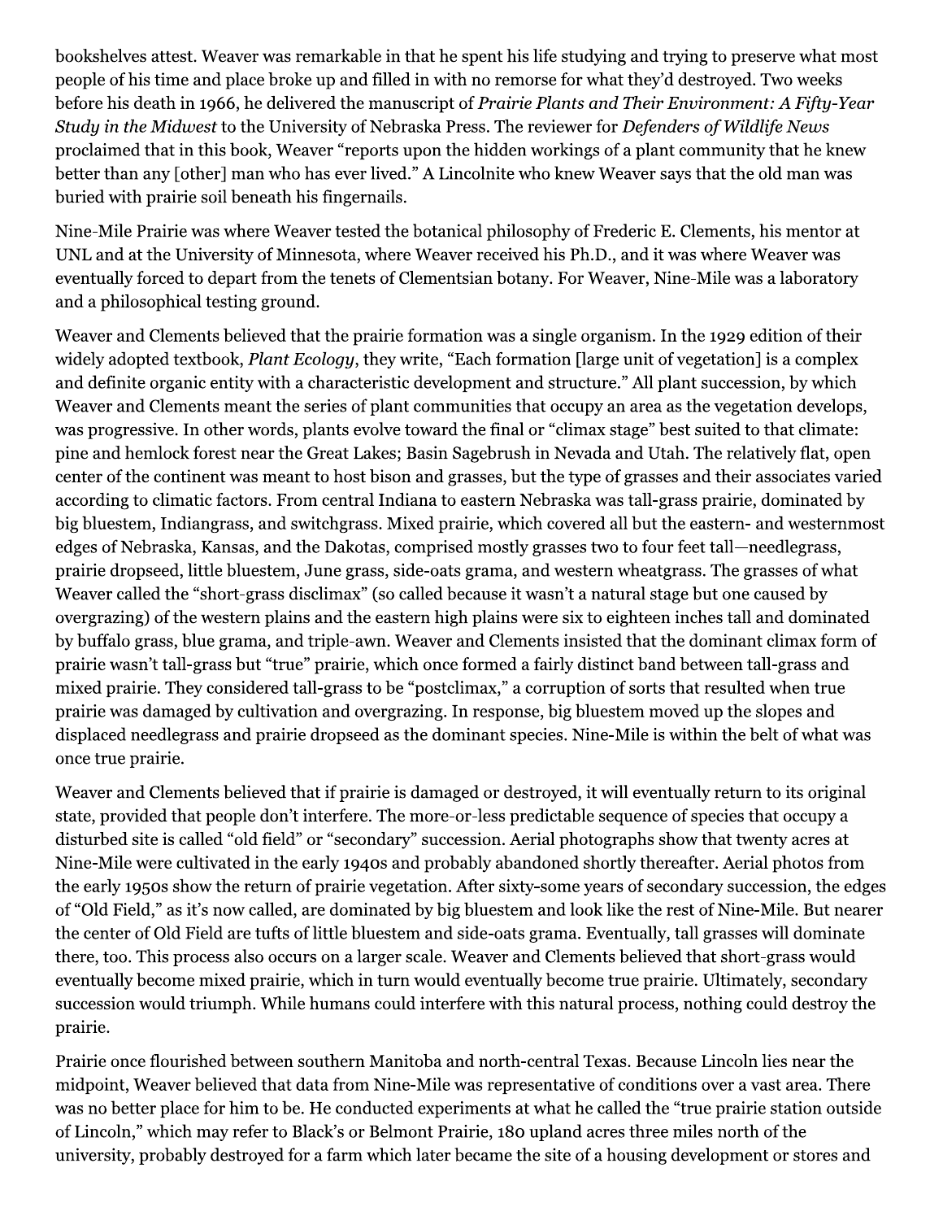bookshelves attest. Weaver was remarkable in that he spent his life studying and trying to preserve what most people of his time and place broke up and filled in with no remorse for what they'd destroyed. Two weeks before his death in 1966, he delivered the manuscript of *Prairie Plants and Their Environment: A Fifty-Year Study in the Midwest* to the University of Nebraska Press. The reviewer for *Defenders of Wildlife News* proclaimed that in this book, Weaver "reports upon the hidden workings of a plant community that he knew better than any [other] man who has ever lived." A Lincolnite who knew Weaver says that the old man was buried with prairie soil beneath his fingernails.

Nine-Mile Prairie was where Weaver tested the botanical philosophy of Frederic E. Clements, his mentor at UNL and at the University of Minnesota, where Weaver received his Ph.D., and it was where Weaver was eventually forced to depart from the tenets of Clementsian botany. For Weaver, Nine-Mile was a laboratory and a philosophical testing ground.

Weaver and Clements believed that the prairie formation was a single organism. In the 1929 edition of their widely adopted textbook, *Plant Ecology*, they write, "Each formation [large unit of vegetation] is a complex and definite organic entity with a characteristic development and structure." All plant succession, by which Weaver and Clements meant the series of plant communities that occupy an area as the vegetation develops, was progressive. In other words, plants evolve toward the final or "climax stage" best suited to that climate: pine and hemlock forest near the Great Lakes; Basin Sagebrush in Nevada and Utah. The relatively flat, open center of the continent was meant to host bison and grasses, but the type of grasses and their associates varied according to climatic factors. From central Indiana to eastern Nebraska was tall-grass prairie, dominated by big bluestem, Indiangrass, and switchgrass. Mixed prairie, which covered all but the eastern- and westernmost edges of Nebraska, Kansas, and the Dakotas, comprised mostly grasses two to four feet tall—needlegrass, prairie dropseed, little bluestem, June grass, side-oats grama, and western wheatgrass. The grasses of what Weaver called the "short-grass disclimax" (so called because it wasn't a natural stage but one caused by overgrazing) of the western plains and the eastern high plains were six to eighteen inches tall and dominated by buffalo grass, blue grama, and triple-awn. Weaver and Clements insisted that the dominant climax form of prairie wasn't tall-grass but "true" prairie, which once formed a fairly distinct band between tall-grass and mixed prairie. They considered tall-grass to be "postclimax," a corruption of sorts that resulted when true prairie was damaged by cultivation and overgrazing. In response, big bluestem moved up the slopes and displaced needlegrass and prairie dropseed as the dominant species. Nine-Mile is within the belt of what was once true prairie.

Weaver and Clements believed that if prairie is damaged or destroyed, it will eventually return to its original state, provided that people don't interfere. The more-or-less predictable sequence of species that occupy a disturbed site is called "old field" or "secondary" succession. Aerial photographs show that twenty acres at Nine-Mile were cultivated in the early 1940s and probably abandoned shortly thereafter. Aerial photos from the early 1950s show the return of prairie vegetation. After sixty-some years of secondary succession, the edges of "Old Field," as it's now called, are dominated by big bluestem and look like the rest of Nine-Mile. But nearer the center of Old Field are tufts of little bluestem and side-oats grama. Eventually, tall grasses will dominate there, too. This process also occurs on a larger scale. Weaver and Clements believed that short-grass would eventually become mixed prairie, which in turn would eventually become true prairie. Ultimately, secondary succession would triumph. While humans could interfere with this natural process, nothing could destroy the prairie.

Prairie once flourished between southern Manitoba and north-central Texas. Because Lincoln lies near the midpoint, Weaver believed that data from Nine-Mile was representative of conditions over a vast area. There was no better place for him to be. He conducted experiments at what he called the "true prairie station outside of Lincoln," which may refer to Black's or Belmont Prairie, 180 upland acres three miles north of the university, probably destroyed for a farm which later became the site of a housing development or stores and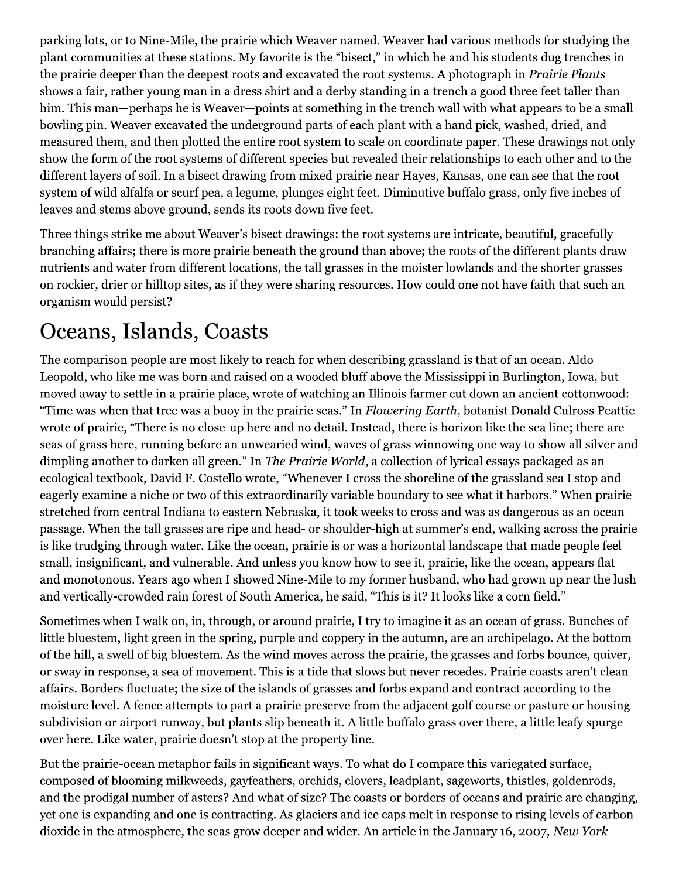parking lots, or to Nine-Mile, the prairie which Weaver named. Weaver had various methods for studying the plant communities at these stations. My favorite is the "bisect," in which he and his students dug trenches in the prairie deeper than the deepest roots and excavated the root systems. A photograph in *Prairie Plants* shows a fair, rather young man in a dress shirt and a derby standing in a trench a good three feet taller than him. This man—perhaps he is Weaver—points at something in the trench wall with what appears to be a small bowling pin. Weaver excavated the underground parts of each plant with a hand pick, washed, dried, and measured them, and then plotted the entire root system to scale on coordinate paper. These drawings not only show the form of the root systems of different species but revealed their relationships to each other and to the different layers of soil. In a bisect drawing from mixed prairie near Hayes, Kansas, one can see that the root system of wild alfalfa or scurf pea, a legume, plunges eight feet. Diminutive buffalo grass, only five inches of leaves and stems above ground, sends its roots down five feet.

Three things strike me about Weaver's bisect drawings: the root systems are intricate, beautiful, gracefully branching affairs; there is more prairie beneath the ground than above; the roots of the different plants draw nutrients and water from different locations, the tall grasses in the moister lowlands and the shorter grasses on rockier, drier or hilltop sites, as if they were sharing resources. How could one not have faith that such an organism would persist?

## Oceans, Islands, Coasts

The comparison people are most likely to reach for when describing grassland is that of an ocean. Aldo Leopold, who like me was born and raised on a wooded bluff above the Mississippi in Burlington, Iowa, but moved away to settle in a prairie place, wrote of watching an Illinois farmer cut down an ancient cottonwood: "Time was when that tree was a buoy in the prairie seas." In *Flowering Earth*, botanist Donald Culross Peattie wrote of prairie, "There is no close-up here and no detail. Instead, there is horizon like the sea line; there are seas of grass here, running before an unwearied wind, waves of grass winnowing one way to show all silver and dimpling another to darken all green." In *The Prairie World*, a collection of lyrical essays packaged as an ecological textbook, David F. Costello wrote, "Whenever I cross the shoreline of the grassland sea I stop and eagerly examine a niche or two of this extraordinarily variable boundary to see what it harbors." When prairie stretched from central Indiana to eastern Nebraska, it took weeks to cross and was as dangerous as an ocean passage. When the tall grasses are ripe and head- or shoulder-high at summer's end, walking across the prairie is like trudging through water. Like the ocean, prairie is or was a horizontal landscape that made people feel small, insignificant, and vulnerable. And unless you know how to see it, prairie, like the ocean, appears flat and monotonous. Years ago when I showed Nine-Mile to my former husband, who had grown up near the lush and vertically-crowded rain forest of South America, he said, "This is it? It looks like a corn field."

Sometimes when I walk on, in, through, or around prairie, I try to imagine it as an ocean of grass. Bunches of little bluestem, light green in the spring, purple and coppery in the autumn, are an archipelago. At the bottom of the hill, a swell of big bluestem. As the wind moves across the prairie, the grasses and forbs bounce, quiver, or sway in response, a sea of movement. This is a tide that slows but never recedes. Prairie coasts aren't clean affairs. Borders fluctuate; the size of the islands of grasses and forbs expand and contract according to the moisture level. A fence attempts to part a prairie preserve from the adjacent golf course or pasture or housing subdivision or airport runway, but plants slip beneath it. A little buffalo grass over there, a little leafy spurge over here. Like water, prairie doesn't stop at the property line.

But the prairie-ocean metaphor fails in significant ways. To what do I compare this variegated surface, composed of blooming milkweeds, gayfeathers, orchids, clovers, leadplant, sageworts, thistles, goldenrods, and the prodigal number of asters? And what of size? The coasts or borders of oceans and prairie are changing, yet one is expanding and one is contracting. As glaciers and ice caps melt in response to rising levels of carbon dioxide in the atmosphere, the seas grow deeper and wider. An article in the January 16, 2007, *New York*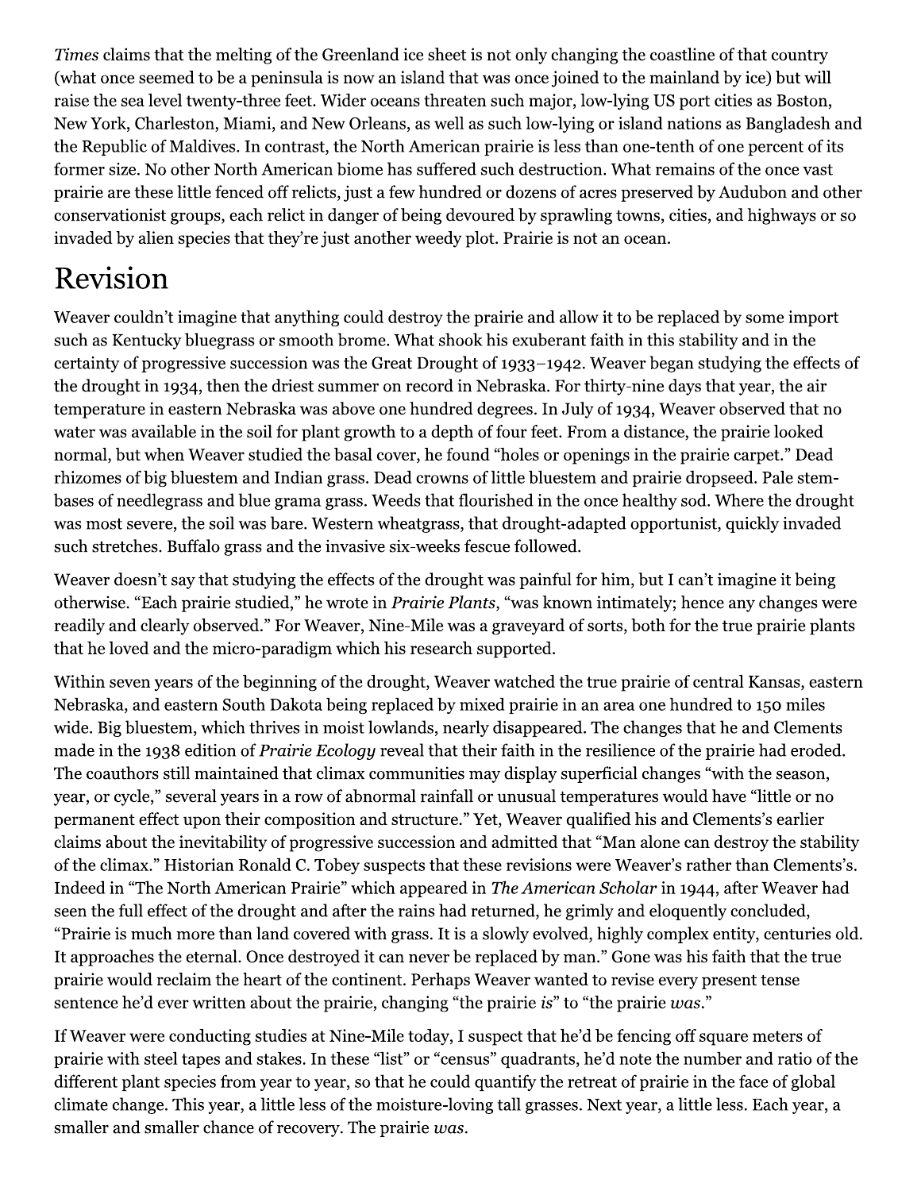*Times* claims that the melting of the Greenland ice sheet is not only changing the coastline of that country (what once seemed to be a peninsula is now an island that was once joined to the mainland by ice) but will raise the sea level twenty-three feet. Wider oceans threaten such major, low-lying US port cities as Boston, New York, Charleston, Miami, and New Orleans, as well as such low-lying or island nations as Bangladesh and the Republic of Maldives. In contrast, the North American prairie is less than one-tenth of one percent of its former size. No other North American biome has suffered such destruction. What remains of the once vast prairie are these little fenced off relicts, just a few hundred or dozens of acres preserved by Audubon and other conservationist groups, each relict in danger of being devoured by sprawling towns, cities, and highways or so invaded by alien species that they're just another weedy plot. Prairie is not an ocean.

# Revision

Weaver couldn't imagine that anything could destroy the prairie and allow it to be replaced by some import such as Kentucky bluegrass or smooth brome. What shook his exuberant faith in this stability and in the certainty of progressive succession was the Great Drought of 1933–1942. Weaver began studying the effects of the drought in 1934, then the driest summer on record in Nebraska. For thirty-nine days that year, the air temperature in eastern Nebraska was above one hundred degrees. In July of 1934, Weaver observed that no water was available in the soil for plant growth to a depth of four feet. From a distance, the prairie looked normal, but when Weaver studied the basal cover, he found "holes or openings in the prairie carpet." Dead rhizomes of big bluestem and Indian grass. Dead crowns of little bluestem and prairie dropseed. Pale stem-bases of needlegrass and blue grama grass. Weeds that flourished in the once healthy sod. Where the drought was most severe, the soil was bare. Western wheatgrass, that drought-adapted opportunist, quickly invaded such stretches. Buffalo grass and the invasive six-weeks fescue followed.

Weaver doesn't say that studying the effects of the drought was painful for him, but I can't imagine it being otherwise. "Each prairie studied," he wrote in *Prairie Plants*, "was known intimately; hence any changes were readily and clearly observed." For Weaver, Nine-Mile was a graveyard of sorts, both for the true prairie plants that he loved and the micro-paradigm which his research supported.

Within seven years of the beginning of the drought, Weaver watched the true prairie of central Kansas, eastern Nebraska, and eastern South Dakota being replaced by mixed prairie in an area one hundred to 150 miles wide. Big bluestem, which thrives in moist lowlands, nearly disappeared. The changes that he and Clements made in the 1938 edition of *Prairie Ecology* reveal that their faith in the resilience of the prairie had eroded. The coauthors still maintained that climax communities may display superficial changes "with the season, year, or cycle," several years in a row of abnormal rainfall or unusual temperatures would have "little or no permanent effect upon their composition and structure." Yet, Weaver qualified his and Clements's earlier claims about the inevitability of progressive succession and admitted that "Man alone can destroy the stability of the climax." Historian Ronald C. Tobey suspects that these revisions were Weaver's rather than Clements's. Indeed in "The North American Prairie" which appeared in *The American Scholar* in 1944, after Weaver had seen the full effect of the drought and after the rains had returned, he grimly and eloquently concluded, "Prairie is much more than land covered with grass. It is a slowly evolved, highly complex entity, centuries old. It approaches the eternal. Once destroyed it can never be replaced by man." Gone was his faith that the true prairie would reclaim the heart of the continent. Perhaps Weaver wanted to revise every present tense sentence he'd ever written about the prairie, changing "the prairie *is*" to "the prairie *was*."

If Weaver were conducting studies at Nine-Mile today, I suspect that he'd be fencing off square meters of prairie with steel tapes and stakes. In these "list" or "census" quadrants, he'd note the number and ratio of the different plant species from year to year, so that he could quantify the retreat of prairie in the face of global climate change. This year, a little less of the moisture-loving tall grasses. Next year, a little less. Each year, a smaller and smaller chance of recovery. The prairie *was*.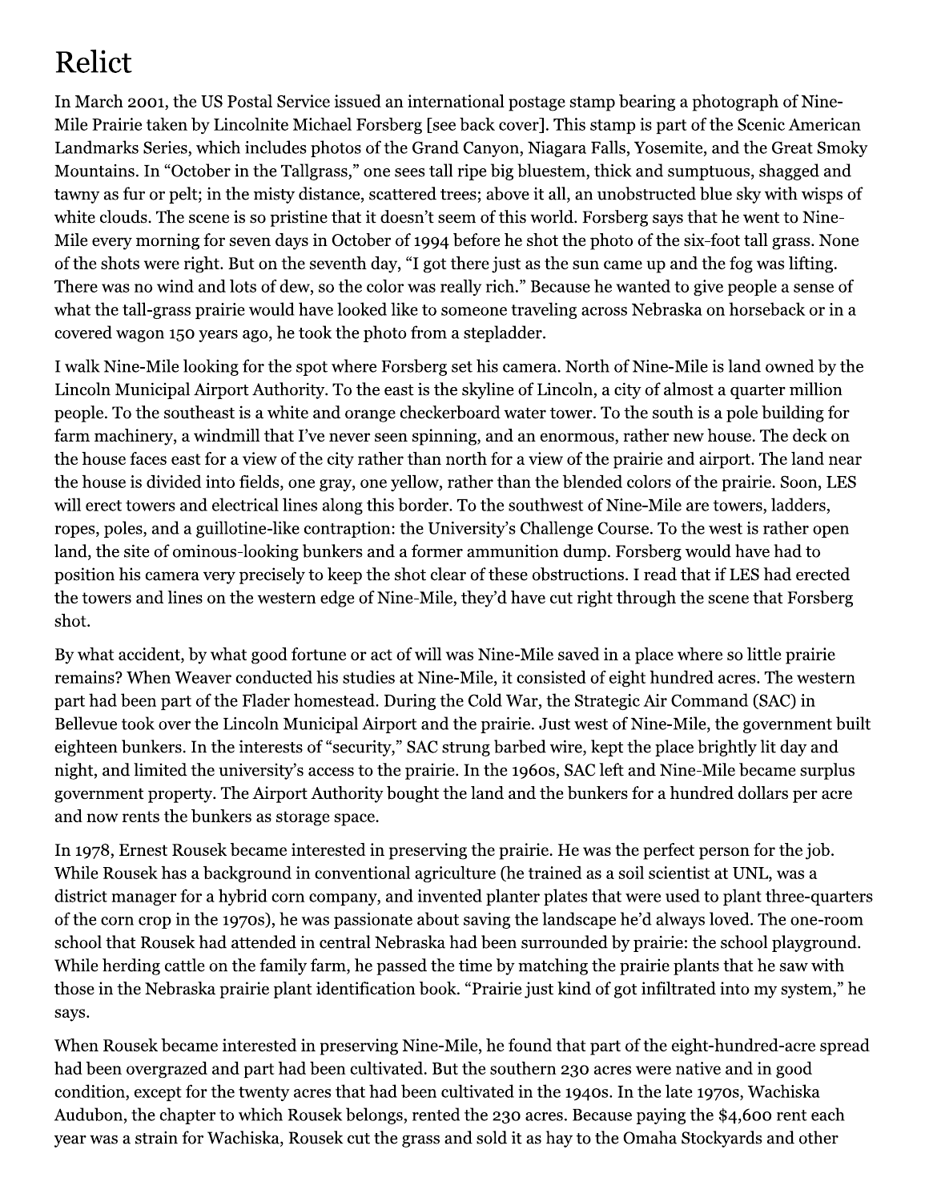# Relict

In March 2001, the US Postal Service issued an international postage stamp bearing a photograph of Nine-Mile Prairie taken by Lincolnite Michael Forsberg [see back cover]. This stamp is part of the Scenic American Landmarks Series, which includes photos of the Grand Canyon, Niagara Falls, Yosemite, and the Great Smoky Mountains. In "October in the Tallgrass," one sees tall ripe big bluestem, thick and sumptuous, shagged and tawny as fur or pelt; in the misty distance, scattered trees; above it all, an unobstructed blue sky with wisps of white clouds. The scene is so pristine that it doesn't seem of this world. Forsberg says that he went to Nine-Mile every morning for seven days in October of 1994 before he shot the photo of the six-foot tall grass. None of the shots were right. But on the seventh day, "I got there just as the sun came up and the fog was lifting. There was no wind and lots of dew, so the color was really rich." Because he wanted to give people a sense of what the tall-grass prairie would have looked like to someone traveling across Nebraska on horseback or in a covered wagon 150 years ago, he took the photo from a stepladder.

I walk Nine-Mile looking for the spot where Forsberg set his camera. North of Nine-Mile is land owned by the Lincoln Municipal Airport Authority. To the east is the skyline of Lincoln, a city of almost a quarter million people. To the southeast is a white and orange checkerboard water tower. To the south is a pole building for farm machinery, a windmill that I've never seen spinning, and an enormous, rather new house. The deck on the house faces east for a view of the city rather than north for a view of the prairie and airport. The land near the house is divided into fields, one gray, one yellow, rather than the blended colors of the prairie. Soon, LES will erect towers and electrical lines along this border. To the southwest of Nine-Mile are towers, ladders, ropes, poles, and a guillotine-like contraption: the University's Challenge Course. To the west is rather open land, the site of ominous-looking bunkers and a former ammunition dump. Forsberg would have had to position his camera very precisely to keep the shot clear of these obstructions. I read that if LES had erected the towers and lines on the western edge of Nine-Mile, they'd have cut right through the scene that Forsberg shot.

By what accident, by what good fortune or act of will was Nine-Mile saved in a place where so little prairie remains? When Weaver conducted his studies at Nine-Mile, it consisted of eight hundred acres. The western part had been part of the Flader homestead. During the Cold War, the Strategic Air Command (SAC) in Bellevue took over the Lincoln Municipal Airport and the prairie. Just west of Nine-Mile, the government built eighteen bunkers. In the interests of "security," SAC strung barbed wire, kept the place brightly lit day and night, and limited the university's access to the prairie. In the 1960s, SAC left and Nine-Mile became surplus government property. The Airport Authority bought the land and the bunkers for a hundred dollars per acre and now rents the bunkers as storage space.

In 1978, Ernest Rousek became interested in preserving the prairie. He was the perfect person for the job. While Rousek has a background in conventional agriculture (he trained as a soil scientist at UNL, was a district manager for a hybrid corn company, and invented planter plates that were used to plant three-quarters of the corn crop in the 1970s), he was passionate about saving the landscape he'd always loved. The one-room school that Rousek had attended in central Nebraska had been surrounded by prairie: the school playground. While herding cattle on the family farm, he passed the time by matching the prairie plants that he saw with those in the Nebraska prairie plant identification book. "Prairie just kind of got infiltrated into my system," he says.

When Rousek became interested in preserving Nine-Mile, he found that part of the eight-hundred-acre spread had been overgrazed and part had been cultivated. But the southern 230 acres were native and in good condition, except for the twenty acres that had been cultivated in the 1940s. In the late 1970s, Wachiska Audubon, the chapter to which Rousek belongs, rented the 230 acres. Because paying the $4,600 rent each year was a strain for Wachiska, Rousek cut the grass and sold it as hay to the Omaha Stockyards and other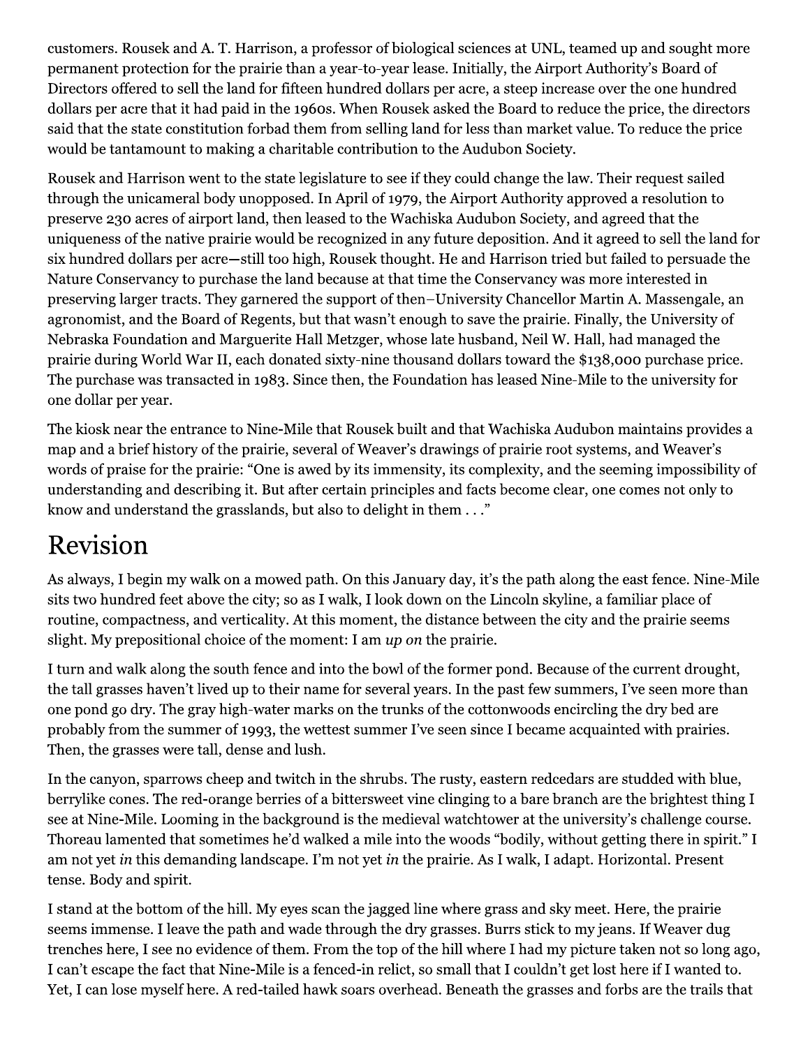customers. Rousek and A. T. Harrison, a professor of biological sciences at UNL, teamed up and sought more permanent protection for the prairie than a year-to-year lease. Initially, the Airport Authority's Board of Directors offered to sell the land for fifteen hundred dollars per acre, a steep increase over the one hundred dollars per acre that it had paid in the 1960s. When Rousek asked the Board to reduce the price, the directors said that the state constitution forbad them from selling land for less than market value. To reduce the price would be tantamount to making a charitable contribution to the Audubon Society.

Rousek and Harrison went to the state legislature to see if they could change the law. Their request sailed through the unicameral body unopposed. In April of 1979, the Airport Authority approved a resolution to preserve 230 acres of airport land, then leased to the Wachiska Audubon Society, and agreed that the uniqueness of the native prairie would be recognized in any future deposition. And it agreed to sell the land for six hundred dollars per acre—still too high, Rousek thought. He and Harrison tried but failed to persuade the Nature Conservancy to purchase the land because at that time the Conservancy was more interested in preserving larger tracts. They garnered the support of then–University Chancellor Martin A. Massengale, an agronomist, and the Board of Regents, but that wasn't enough to save the prairie. Finally, the University of Nebraska Foundation and Marguerite Hall Metzger, whose late husband, Neil W. Hall, had managed the prairie during World War II, each donated sixty-nine thousand dollars toward the $138,000 purchase price. The purchase was transacted in 1983. Since then, the Foundation has leased Nine-Mile to the university for one dollar per year.

The kiosk near the entrance to Nine-Mile that Rousek built and that Wachiska Audubon maintains provides a map and a brief history of the prairie, several of Weaver's drawings of prairie root systems, and Weaver's words of praise for the prairie: "One is awed by its immensity, its complexity, and the seeming impossibility of understanding and describing it. But after certain principles and facts become clear, one comes not only to know and understand the grasslands, but also to delight in them . . ."

# Revision

As always, I begin my walk on a mowed path. On this January day, it's the path along the east fence. Nine-Mile sits two hundred feet above the city; so as I walk, I look down on the Lincoln skyline, a familiar place of routine, compactness, and verticality. At this moment, the distance between the city and the prairie seems slight. My prepositional choice of the moment: I am *up on* the prairie.

I turn and walk along the south fence and into the bowl of the former pond. Because of the current drought, the tall grasses haven't lived up to their name for several years. In the past few summers, I've seen more than one pond go dry. The gray high-water marks on the trunks of the cottonwoods encircling the dry bed are probably from the summer of 1993, the wettest summer I've seen since I became acquainted with prairies. Then, the grasses were tall, dense and lush.

In the canyon, sparrows cheep and twitch in the shrubs. The rusty, eastern redcedars are studded with blue, berrylike cones. The red-orange berries of a bittersweet vine clinging to a bare branch are the brightest thing I see at Nine-Mile. Looming in the background is the medieval watchtower at the university's challenge course. Thoreau lamented that sometimes he'd walked a mile into the woods "bodily, without getting there in spirit." I am not yet *in* this demanding landscape. I'm not yet *in* the prairie. As I walk, I adapt. Horizontal. Present tense. Body and spirit.

I stand at the bottom of the hill. My eyes scan the jagged line where grass and sky meet. Here, the prairie seems immense. I leave the path and wade through the dry grasses. Burrs stick to my jeans. If Weaver dug trenches here, I see no evidence of them. From the top of the hill where I had my picture taken not so long ago, I can't escape the fact that Nine-Mile is a fenced-in relict, so small that I couldn't get lost here if I wanted to. Yet, I can lose myself here. A red-tailed hawk soars overhead. Beneath the grasses and forbs are the trails that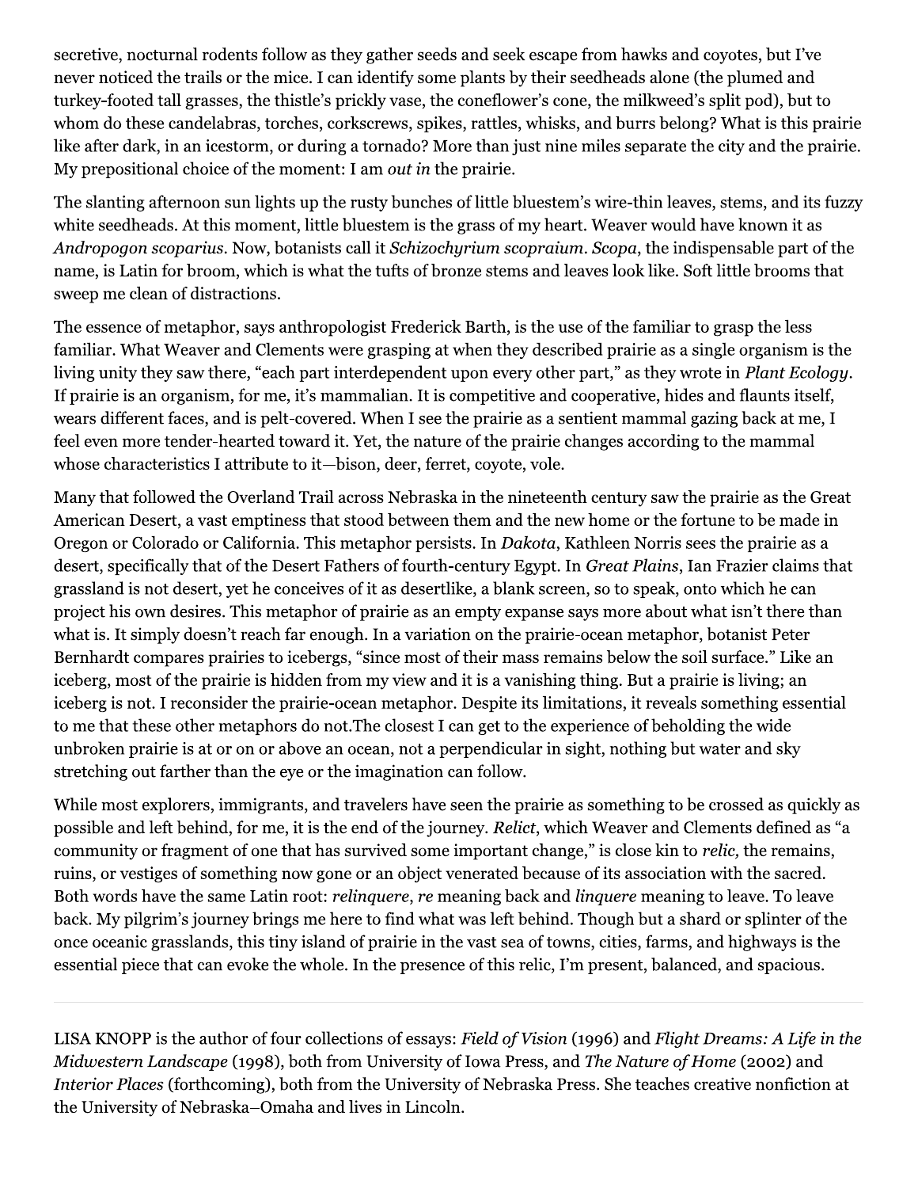secretive, nocturnal rodents follow as they gather seeds and seek escape from hawks and coyotes, but I've never noticed the trails or the mice. I can identify some plants by their seedheads alone (the plumed and turkey-footed tall grasses, the thistle's prickly vase, the coneflower's cone, the milkweed's split pod), but to whom do these candelabras, torches, corkscrews, spikes, rattles, whisks, and burrs belong? What is this prairie like after dark, in an icestorm, or during a tornado? More than just nine miles separate the city and the prairie. My prepositional choice of the moment: I am *out in* the prairie.

The slanting afternoon sun lights up the rusty bunches of little bluestem's wire-thin leaves, stems, and its fuzzy white seedheads. At this moment, little bluestem is the grass of my heart. Weaver would have known it as *Andropogon scoparius.* Now, botanists call it *Schizochyrium scopraium*. *Scopa*, the indispensable part of the name, is Latin for broom, which is what the tufts of bronze stems and leaves look like. Soft little brooms that sweep me clean of distractions.

The essence of metaphor, says anthropologist Frederick Barth, is the use of the familiar to grasp the less familiar. What Weaver and Clements were grasping at when they described prairie as a single organism is the living unity they saw there, "each part interdependent upon every other part," as they wrote in *Plant Ecology*. If prairie is an organism, for me, it's mammalian. It is competitive and cooperative, hides and flaunts itself, wears different faces, and is pelt-covered. When I see the prairie as a sentient mammal gazing back at me, I feel even more tender-hearted toward it. Yet, the nature of the prairie changes according to the mammal whose characteristics I attribute to it—bison, deer, ferret, coyote, vole.

Many that followed the Overland Trail across Nebraska in the nineteenth century saw the prairie as the Great American Desert, a vast emptiness that stood between them and the new home or the fortune to be made in Oregon or Colorado or California. This metaphor persists. In *Dakota*, Kathleen Norris sees the prairie as a desert, specifically that of the Desert Fathers of fourth-century Egypt. In *Great Plains*, Ian Frazier claims that grassland is not desert, yet he conceives of it as desertlike, a blank screen, so to speak, onto which he can project his own desires. This metaphor of prairie as an empty expanse says more about what isn't there than what is. It simply doesn't reach far enough. In a variation on the prairie-ocean metaphor, botanist Peter Bernhardt compares prairies to icebergs, "since most of their mass remains below the soil surface." Like an iceberg, most of the prairie is hidden from my view and it is a vanishing thing. But a prairie is living; an iceberg is not. I reconsider the prairie-ocean metaphor. Despite its limitations, it reveals something essential to me that these other metaphors do not.The closest I can get to the experience of beholding the wide unbroken prairie is at or on or above an ocean, not a perpendicular in sight, nothing but water and sky stretching out farther than the eye or the imagination can follow.

While most explorers, immigrants, and travelers have seen the prairie as something to be crossed as quickly as possible and left behind, for me, it is the end of the journey. *Relict*, which Weaver and Clements defined as "a community or fragment of one that has survived some important change," is close kin to *relic,* the remains, ruins, or vestiges of something now gone or an object venerated because of its association with the sacred. Both words have the same Latin root: *relinquere*, *re* meaning back and *linquere* meaning to leave. To leave back. My pilgrim's journey brings me here to find what was left behind. Though but a shard or splinter of the once oceanic grasslands, this tiny island of prairie in the vast sea of towns, cities, farms, and highways is the essential piece that can evoke the whole. In the presence of this relic, I'm present, balanced, and spacious.

---

LISA KNOPP is the author of four collections of essays: *Field of Vision* (1996) and *Flight Dreams: A Life in the Midwestern Landscape* (1998), both from University of Iowa Press, and *The Nature of Home* (2002) and *Interior Places* (forthcoming), both from the University of Nebraska Press. She teaches creative nonfiction at the University of Nebraska–Omaha and lives in Lincoln.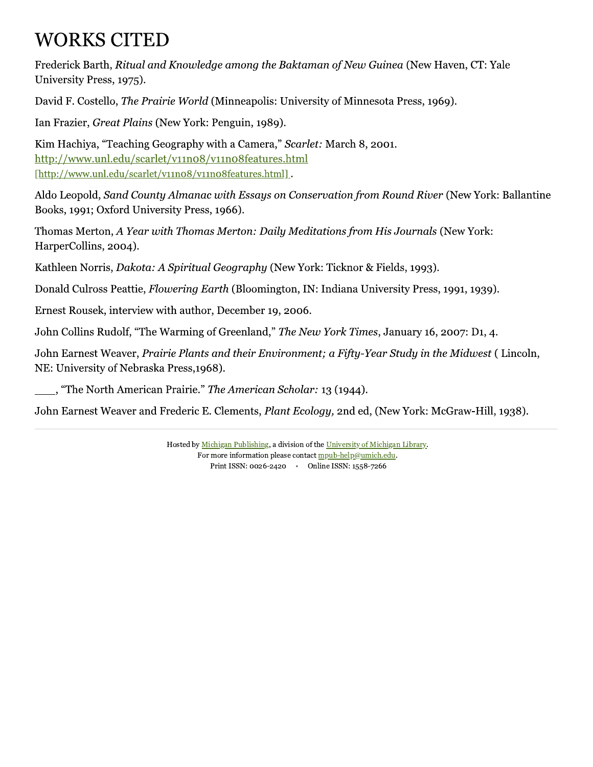# WORKS CITED

Frederick Barth, *Ritual and Knowledge among the Baktaman of New Guinea* (New Haven, CT: Yale University Press, 1975).

David F. Costello, *The Prairie World* (Minneapolis: University of Minnesota Press, 1969).

Ian Frazier, *Great Plains* (New York: Penguin, 1989).

Kim Hachiya, "Teaching Geography with a Camera," *Scarlet:* March 8, 2001. http://www.unl.edu/scarlet/v11n08/v11n08features.html [http://www.unl.edu/scarlet/v11n08/v11n08features.html] .

Aldo Leopold, *Sand County Almanac with Essays on Conservation from Round River* (New York: Ballantine Books, 1991; Oxford University Press, 1966).

Thomas Merton, *A Year with Thomas Merton: Daily Meditations from His Journals* (New York: HarperCollins, 2004).

Kathleen Norris, *Dakota: A Spiritual Geography* (New York: Ticknor & Fields, 1993).

Donald Culross Peattie, *Flowering Earth* (Bloomington, IN: Indiana University Press, 1991, 1939).

Ernest Rousek, interview with author, December 19, 2006.

John Collins Rudolf, "The Warming of Greenland," *The New York Times*, January 16, 2007: D1, 4.

John Earnest Weaver, *Prairie Plants and their Environment; a Fifty-Year Study in the Midwest* ( Lincoln, NE: University of Nebraska Press,1968).

___, "The North American Prairie." *The American Scholar:* 13 (1944).

John Earnest Weaver and Frederic E. Clements, *Plant Ecology,* 2nd ed, (New York: McGraw-Hill, 1938).